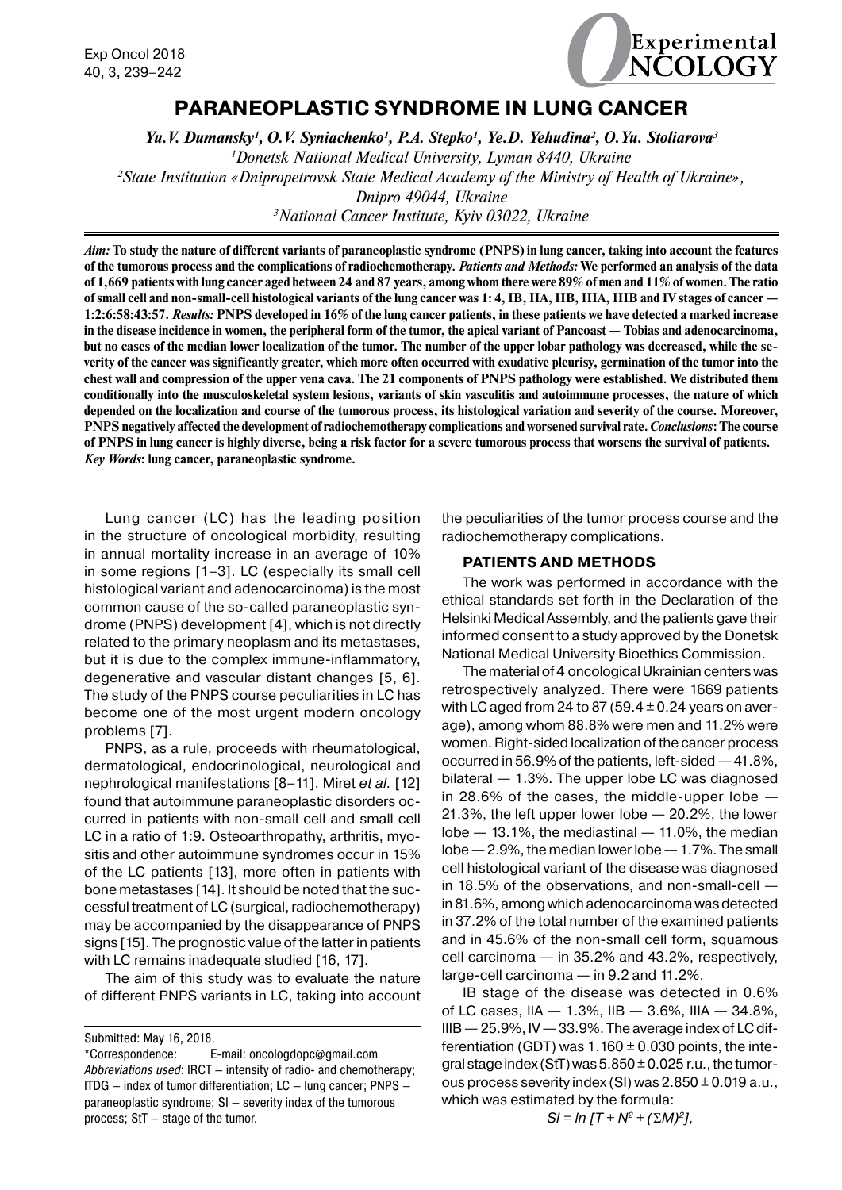# PARANEOPLASTIC SYNDROME IN LUNG CANCER

*Yu.V. Dumansky[1], O.V. Syniachenko[1], P.A. Stepko[1], Ye.D. Yehudina[2], O.Yu. Stoliarova[3]*

*[1]Donetsk National Medical University, Lyman 8440, Ukraine*

*[2]State Institution «Dnipropetrovsk State Medical Academy of the Ministry of Health of Ukraine», Dnipro 49044, Ukraine*

*[3]National Cancer Institute, Kyiv 03022, Ukraine*

***Aim:*** **To study the nature of different variants of paraneoplastic syndrome (PNPS) in lung cancer, taking into account the features of the tumorous process and the complications of radiochemotherapy.** ***Patients and Methods:*** **We performed an analysis of the data of 1,669 patients with lung cancer aged between 24 and 87 years, among whom there were 89% of men and 11% of women. The ratio of small cell and non-small-cell histological variants of the lung cancer was 1: 4, IB, IIA, IIB, IIIA, IIIB and IV stages of cancer — 1:2:6:58:43:57.** ***Results:*** **PNPS developed in 16% of the lung cancer patients, in these patients we have detected a marked increase in the disease incidence in women, the peripheral form of the tumor, the apical variant of Pancoast — Tobias and adenocarcinoma, but no cases of the median lower localization of the tumor. The number of the upper lobar pathology was decreased, while the severity of the cancer was significantly greater, which more often occurred with exudative pleurisy, germination of the tumor into the chest wall and compression of the upper vena cava. The 21 components of PNPS pathology were established. We distributed them conditionally into the musculoskeletal system lesions, variants of skin vasculitis and autoimmune processes, the nature of which depended on the localization and course of the tumorous process, its histological variation and severity of the course. Moreover, PNPS negatively affected the development of radiochemotherapy complications and worsened survival rate.** ***Conclusions*****: The course of PNPS in lung cancer is highly diverse, being a risk factor for a severe tumorous process that worsens the survival of patients.**
***Key Words*****: lung cancer, paraneoplastic syndrome.**

Lung cancer (LC) has the leading position in the structure of oncological morbidity, resulting in annual mortality increase in an average of 10% in some regions [1–3]. LC (especially its small cell histological variant and adenocarcinoma) is the most common cause of the so-called paraneoplastic syndrome (PNPS) development [4], which is not directly related to the primary neoplasm and its metastases, but it is due to the complex immune-inflammatory, degenerative and vascular distant changes [5, 6]. The study of the PNPS course peculiarities in LC has become one of the most urgent modern oncology problems [7].

PNPS, as a rule, proceeds with rheumatological, dermatological, endocrinological, neurological and nephrological manifestations [8–11]. Miret *et al.* [12] found that autoimmune paraneoplastic disorders occurred in patients with non-small cell and small cell LC in a ratio of 1:9. Osteoarthropathy, arthritis, myositis and other autoimmune syndromes occur in 15% of the LC patients [13], more often in patients with bone metastases [14]. It should be noted that the successful treatment of LC (surgical, radiochemotherapy) may be accompanied by the disappearance of PNPS signs [15]. The prognostic value of the latter in patients with LC remains inadequate studied [16, 17].

The aim of this study was to evaluate the nature of different PNPS variants in LC, taking into account the peculiarities of the tumor process course and the radiochemotherapy complications.

## PATIENTS AND METHODS

The work was performed in accordance with the ethical standards set forth in the Declaration of the Helsinki Medical Assembly, and the patients gave their informed consent to a study approved by the Donetsk National Medical University Bioethics Commission.

The material of 4 oncological Ukrainian centers was retrospectively analyzed. There were 1669 patients with LC aged from 24 to 87 (59.4 ± 0.24 years on average), among whom 88.8% were men and 11.2% were women. Right-sided localization of the cancer process occurred in 56.9% of the patients, left-sided — 41.8%, bilateral — 1.3%. The upper lobe LC was diagnosed in 28.6% of the cases, the middle-upper lobe — 21.3%, the left upper lower lobe — 20.2%, the lower lobe — 13.1%, the mediastinal — 11.0%, the median lobe — 2.9%, the median lower lobe — 1.7%. The small cell histological variant of the disease was diagnosed in 18.5% of the observations, and non-small-cell — in 81.6%, among which adenocarcinoma was detected in 37.2% of the total number of the examined patients and in 45.6% of the non-small cell form, squamous cell carcinoma — in 35.2% and 43.2%, respectively, large-cell carcinoma — in 9.2 and 11.2%.

IB stage of the disease was detected in 0.6% of LC cases, IIA — 1.3%, IIB — 3.6%, IIIA — 34.8%, IIIB — 25.9%, IV — 33.9%. The average index of LC differentiation (GDT) was 1.160 ± 0.030 points, the integral stage index (StT) was 5.850 ± 0.025 r.u., the tumorous process severity index (SI) was 2.850 ± 0.019 a.u., which was estimated by the formula:

$$SI = ln\ [T + N^2 + (\Sigma M)^2],$$

Submitted: May 16, 2018.
\*Correspondence: E-mail: oncologdopc@gmail.com
*Abbreviations used*: IRCT – intensity of radio- and chemotherapy; ITDG – index of tumor differentiation; LC – lung cancer; PNPS – paraneoplastic syndrome; SI – severity index of the tumorous process; StT – stage of the tumor.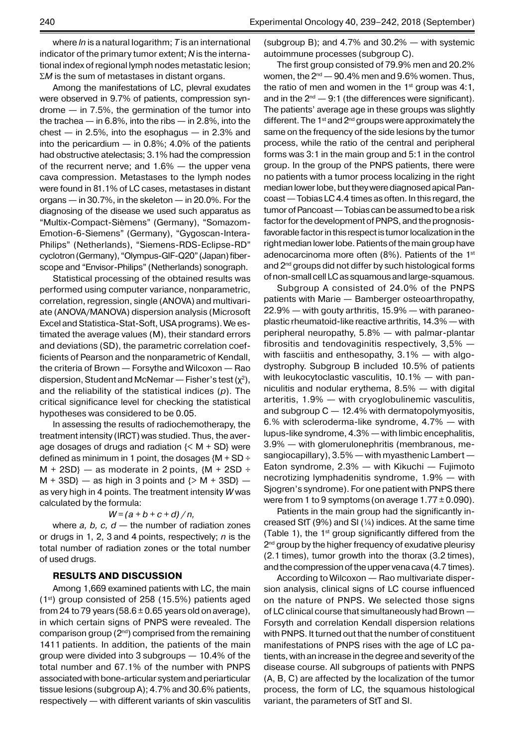where *ln* is a natural logarithm; *T* is an international indicator of the primary tumor extent; *N* is the international index of regional lymph nodes metastatic lesion; $\Sigma M$ is the sum of metastases in distant organs.

Among the manifestations of LC, plevral exudates were observed in 9.7% of patients, compression syndrome — in 7.5%, the germination of the tumor into the trachea — in 6.8%, into the ribs — in 2.8%, into the chest — in 2.5%, into the esophagus — in 2.3% and into the pericardium — in 0.8%; 4.0% of the patients had obstructive atelectasis; 3.1% had the compression of the recurrent nerve; and 1.6% — the upper vena cava compression. Metastases to the lymph nodes were found in 81.1% of LC cases, metastases in distant organs — in 30.7%, in the skeleton — in 20.0%. For the diagnosing of the disease we used such apparatus as "Multix-Compact-Sièmens" (Germany), "Somazom-Emotion-6-Siemens" (Germany), "Gygoscan-Intera-Philips" (Netherlands), "Siemens-RDS-Eclipse-RD" cyclotron (Germany), "Olympus-GIF-Q20" (Japan) fiberscope and "Envisor-Philips" (Netherlands) sonograph.

Statistical processing of the obtained results was performed using computer variance, nonparametric, correlation, regression, single (ANOVA) and multivariate (ANOVA/MANOVA) dispersion analysis (Microsoft Excel and Statistica-Stat-Soft, USA programs). We estimated the average values (M), their standard errors and deviations (SD), the parametric correlation coefficients of Pearson and the nonparametric of Kendall, the criteria of Brown — Forsythe and Wilcoxon — Rao dispersion, Student and McNemar — Fisher's test ($\chi^2$), and the reliability of the statistical indices (*p*). The critical significance level for checking the statistical hypotheses was considered to be 0.05.

In assessing the results of radiochemotherapy, the treatment intensity (IRCT) was studied. Thus, the average dosages of drugs and radiation $\{< M + SD\}$ were defined as minimum in 1 point, the dosages $\{M + SD \div M + 2SD\}$ — as moderate in 2 points, $\{M + 2SD \div M + 3SD\}$ — as high in 3 points and $\{> M + 3SD\}$ — as very high in 4 points. The treatment intensity *W* was calculated by the formula:

$$W = (a + b + c + d) / n,$$

where *a, b, c, d* — the number of radiation zones or drugs in 1, 2, 3 and 4 points, respectively; *n* is the total number of radiation zones or the total number of used drugs.

## RESULTS AND DISCUSSION

Among 1,669 examined patients with LC, the main (1st) group consisted of 258 (15.5%) patients aged from 24 to 79 years (58.6 ± 0.65 years old on average), in which certain signs of PNPS were revealed. The comparison group (2nd) comprised from the remaining 1411 patients. In addition, the patients of the main group were divided into 3 subgroups — 10.4% of the total number and 67.1% of the number with PNPS associated with bone-articular system and periarticular tissue lesions (subgroup A); 4.7% and 30.6% patients, respectively — with different variants of skin vasculitis (subgroup B); and 4.7% and 30.2% — with systemic autoimmune processes (subgroup C).

The first group consisted of 79.9% men and 20.2% women, the 2nd — 90.4% men and 9.6% women. Thus, the ratio of men and women in the 1st group was 4:1, and in the 2nd — 9:1 (the differences were significant). The patients' average age in these groups was slightly different. The 1st and 2nd groups were approximately the same on the frequency of the side lesions by the tumor process, while the ratio of the central and peripheral forms was 3:1 in the main group and 5:1 in the control group. In the group of the PNPS patients, there were no patients with a tumor process localizing in the right median lower lobe, but they were diagnosed apical Pancoast — Tobias LC 4.4 times as often. In this regard, the tumor of Pancoast — Tobias can be assumed to be a risk factor for the development of PNPS, and the prognosis-favorable factor in this respect is tumor localization in the right median lower lobe. Patients of the main group have adenocarcinoma more often (8%). Patients of the 1st and 2nd groups did not differ by such histological forms of non-small cell LC as squamous and large-squamous.

Subgroup A consisted of 24.0% of the PNPS patients with Marie — Bamberger osteoarthropathy, 22.9% — with gouty arthritis, 15.9% — with paraneoplastic rheumatoid-like reactive arthritis, 14.3% — with peripheral neuropathy, 5.8% — with palmar-plantar fibrositis and tendovaginitis respectively, 3,5% — with fasciitis and enthesopathy, 3.1% — with algodystrophy. Subgroup B included 10.5% of patients with leukocytoclastic vasculitis, 10.1% — with panniculitis and nodular erythema, 8.5% — with digital arteritis, 1.9% — with cryoglobulinemic vasculitis, and subgroup C — 12.4% with dermatopolymyositis, 6.% with scleroderma-like syndrome, 4.7% — with lupus-like syndrome, 4.3% — with limbic encephalitis, 3.9% — with glomerulonephritis (membranous, mesangiocapillary), 3.5% — with myasthenic Lambert — Eaton syndrome, 2.3% — with Kikuchi — Fujimoto necrotizing lymphadenitis syndrome, 1.9% — with Sjogren's syndrome). For one patient with PNPS there were from 1 to 9 symptoms (on average 1.77 ± 0.090).

Patients in the main group had the significantly increased StT (9%) and SI (¼) indices. At the same time (Table 1), the 1st group significantly differed from the 2nd group by the higher frequency of exudative pleurisy (2.1 times), tumor growth into the thorax (3.2 times), and the compression of the upper vena cava (4.7 times).

According to Wilcoxon — Rao multivariate dispersion analysis, clinical signs of LC course influenced on the nature of PNPS. We selected those signs of LC clinical course that simultaneously had Brown — Forsyth and correlation Kendall dispersion relations with PNPS. It turned out that the number of constituent manifestations of PNPS rises with the age of LC patients, with an increase in the degree and severity of the disease course. All subgroups of patients with PNPS (A, B, C) are affected by the localization of the tumor process, the form of LC, the squamous histological variant, the parameters of StT and SI.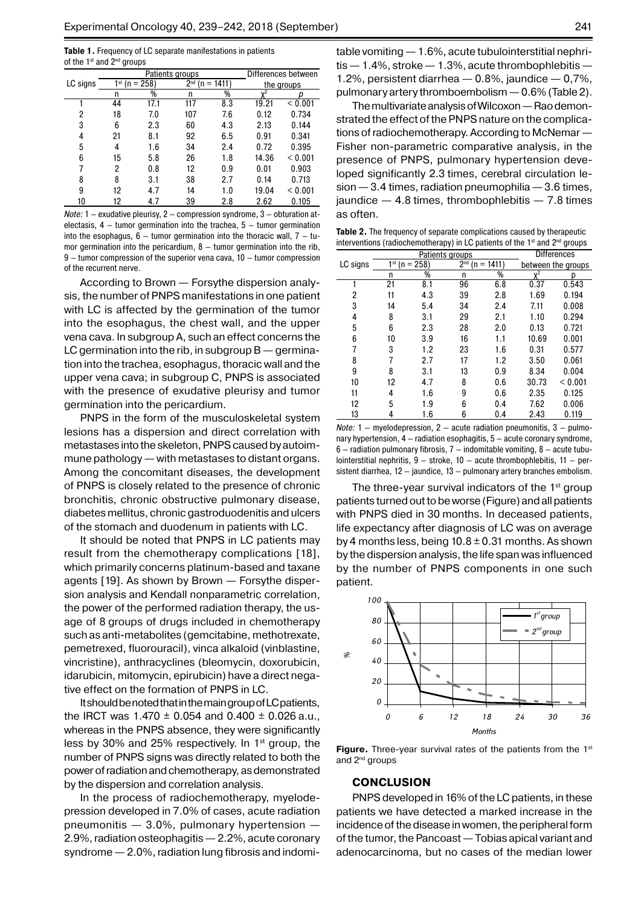**Table 1.** Frequency of LC separate manifestations in patients of the 1st and 2nd groups

| LC signs | Patients groups | | | | Differences between the groups | |
|---|---|---|---|---|---|---|
| | 1st (n = 258) | | 2nd (n = 1411) | | | |
| | n | % | n | % | $\chi^2$ | p |
| 1 | 44 | 17.1 | 117 | 8.3 | 19.21 | < 0.001 |
| 2 | 18 | 7.0 | 107 | 7.6 | 0.12 | 0.734 |
| 3 | 6 | 2.3 | 60 | 4.3 | 2.13 | 0.144 |
| 4 | 21 | 8.1 | 92 | 6.5 | 0.91 | 0.341 |
| 5 | 4 | 1.6 | 34 | 2.4 | 0.72 | 0.395 |
| 6 | 15 | 5.8 | 26 | 1.8 | 14.36 | < 0.001 |
| 7 | 2 | 0.8 | 12 | 0.9 | 0.01 | 0.903 |
| 8 | 8 | 3.1 | 38 | 2.7 | 0.14 | 0.713 |
| 9 | 12 | 4.7 | 14 | 1.0 | 19.04 | < 0.001 |
| 10 | 12 | 4.7 | 39 | 2.8 | 2.62 | 0.105 |

*Note:* 1 – exudative pleurisy, 2 – compression syndrome, 3 – obturation atelectasis, 4 – tumor germination into the trachea, 5 – tumor germination into the esophagus, 6 – tumor germination into the thoracic wall, 7 – tumor germination into the pericardium, 8 – tumor germination into the rib, 9 – tumor compression of the superior vena cava, 10 – tumor compression of the recurrent nerve.

According to Brown — Forsythe dispersion analysis, the number of PNPS manifestations in one patient with LC is affected by the germination of the tumor into the esophagus, the chest wall, and the upper vena cava. In subgroup A, such an effect concerns the LC germination into the rib, in subgroup B — germination into the trachea, esophagus, thoracic wall and the upper vena cava; in subgroup C, PNPS is associated with the presence of exudative pleurisy and tumor germination into the pericardium.

PNPS in the form of the musculoskeletal system lesions has a dispersion and direct correlation with metastases into the skeleton, PNPS caused by autoimmune pathology — with metastases to distant organs. Among the concomitant diseases, the development of PNPS is closely related to the presence of chronic bronchitis, chronic obstructive pulmonary disease, diabetes mellitus, chronic gastroduodenitis and ulcers of the stomach and duodenum in patients with LC.

It should be noted that PNPS in LC patients may result from the chemotherapy complications [18], which primarily concerns platinum-based and taxane agents [19]. As shown by Brown — Forsythe dispersion analysis and Kendall nonparametric correlation, the power of the performed radiation therapy, the usage of 8 groups of drugs included in chemotherapy such as anti-metabolites (gemcitabine, methotrexate, pemetrexed, fluorouracil), vinca alkaloid (vinblastine, vincristine), anthracyclines (bleomycin, doxorubicin, idarubicin, mitomycin, epirubicin) have a direct negative effect on the formation of PNPS in LC.

It should be noted that in the main group of LC patients, the IRCT was 1.470 ± 0.054 and 0.400 ± 0.026 a.u., whereas in the PNPS absence, they were significantly less by 30% and 25% respectively. In 1st group, the number of PNPS signs was directly related to both the power of radiation and chemotherapy, as demonstrated by the dispersion and correlation analysis.

In the process of radiochemotherapy, myelodepression developed in 7.0% of cases, acute radiation pneumonitis — 3.0%, pulmonary hypertension — 2.9%, radiation osteophagitis — 2.2%, acute coronary syndrome — 2.0%, radiation lung fibrosis and indomitable vomiting — 1.6%, acute tubulointerstitial nephritis — 1.4%, stroke — 1.3%, acute thrombophlebitis — 1.2%, persistent diarrhea — 0.8%, jaundice — 0,7%, pulmonary artery thromboembolism — 0.6% (Table 2).

The multivariate analysis of Wilcoxon — Rao demonstrated the effect of the PNPS nature on the complications of radiochemotherapy. According to McNemar — Fisher non-parametric comparative analysis, in the presence of PNPS, pulmonary hypertension developed significantly 2.3 times, cerebral circulation lesion — 3.4 times, radiation pneumophilia — 3.6 times, jaundice — 4.8 times, thrombophlebitis — 7.8 times as often.

**Table 2.** The frequency of separate complications caused by therapeutic interventions (radiochemotherapy) in LC patients of the 1st and 2nd groups

| LC signs | Patients groups | | | | Differences between the groups | |
|---|---|---|---|---|---|---|
| | 1st (n = 258) | | 2nd (n = 1411) | | | |
| | n | % | n | % | $\chi^2$ | p |
| 1 | 21 | 8.1 | 96 | 6.8 | 0.37 | 0.543 |
| 2 | 11 | 4.3 | 39 | 2.8 | 1.69 | 0.194 |
| 3 | 14 | 5.4 | 34 | 2.4 | 7.11 | 0.008 |
| 4 | 8 | 3.1 | 29 | 2.1 | 1.10 | 0.294 |
| 5 | 6 | 2.3 | 28 | 2.0 | 0.13 | 0.721 |
| 6 | 10 | 3.9 | 16 | 1.1 | 10.69 | 0.001 |
| 7 | 3 | 1.2 | 23 | 1.6 | 0.31 | 0.577 |
| 8 | 7 | 2.7 | 17 | 1.2 | 3.50 | 0.061 |
| 9 | 8 | 3.1 | 13 | 0.9 | 8.34 | 0.004 |
| 10 | 12 | 4.7 | 8 | 0.6 | 30.73 | < 0.001 |
| 11 | 4 | 1.6 | 9 | 0.6 | 2.35 | 0.125 |
| 12 | 5 | 1.9 | 6 | 0.4 | 7.62 | 0.006 |
| 13 | 4 | 1.6 | 6 | 0.4 | 2.43 | 0.119 |

*Note:* 1 – myelodepression, 2 – acute radiation pneumonitis, 3 – pulmonary hypertension, 4 – radiation esophagitis, 5 – acute coronary syndrome, 6 – radiation pulmonary fibrosis, 7 – indomitable vomiting, 8 – acute tubulointerstitial nephritis, 9 – stroke, 10 – acute thrombophlebitis, 11 – persistent diarrhea, 12 – jaundice, 13 – pulmonary artery branches embolism.

The three-year survival indicators of the 1st group patients turned out to be worse (Figure) and all patients with PNPS died in 30 months. In deceased patients, life expectancy after diagnosis of LC was on average by 4 months less, being 10.8 ± 0.31 months. As shown by the dispersion analysis, the life span was influenced by the number of PNPS components in one such patient.

**Figure.** Three-year survival rates of the patients from the 1st and 2nd groups

## CONCLUSION

PNPS developed in 16% of the LC patients, in these patients we have detected a marked increase in the incidence of the disease in women, the peripheral form of the tumor, the Pancoast — Tobias apical variant and adenocarcinoma, but no cases of the median lower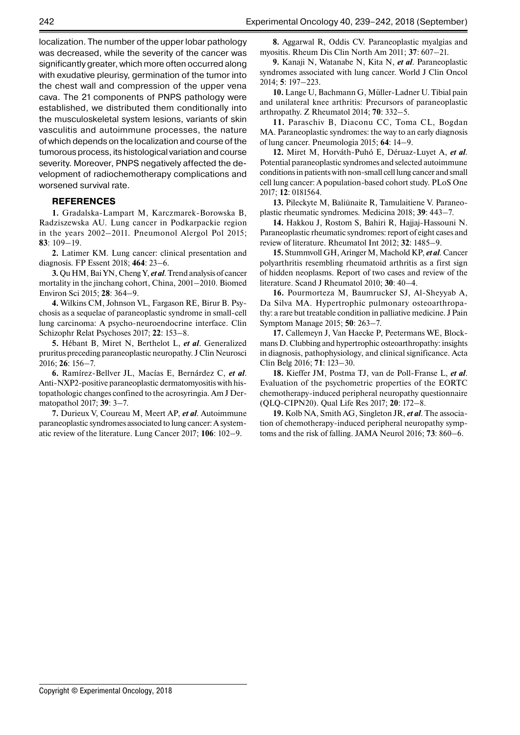localization. The number of the upper lobar pathology was decreased, while the severity of the cancer was significantly greater, which more often occurred along with exudative pleurisy, germination of the tumor into the chest wall and compression of the upper vena cava. The 21 components of PNPS pathology were established, we distributed them conditionally into the musculoskeletal system lesions, variants of skin vasculitis and autoimmune processes, the nature of which depends on the localization and course of the tumorous process, its histological variation and course severity. Moreover, PNPS negatively affected the development of radiochemotherapy complications and worsened survival rate.

## REFERENCES

**1.** Gradalska-Lampart M, Karczmarek-Borowska B, Radziszewska AU. Lung cancer in Podkarpackie region in the years 2002–2011. Pneumonol Alergol Pol 2015; **83**: 109–19.

**2.** Latimer KM. Lung cancer: clinical presentation and diagnosis. FP Essent 2018; **464**: 23–6.

**3.** Qu HM, Bai YN, Cheng Y, *et al*. Trend analysis of cancer mortality in the jinchang cohort, China, 2001–2010. Biomed Environ Sci 2015; **28**: 364–9.

**4.** Wilkins CM, Johnson VL, Fargason RE, Birur B. Psychosis as a sequelae of paraneoplastic syndrome in small-cell lung carcinoma: A psycho-neuroendocrine interface. Clin Schizophr Relat Psychoses 2017; **22**: 153–8.

**5.** Hébant B, Miret N, Berthelot L, *et al*. Generalized pruritus preceding paraneoplastic neuropathy. J Clin Neurosci 2016; **26**: 156–7.

**6.** Ramírez-Bellver JL, Macías E, Bernárdez C, *et al*. Anti-NXP2-positive paraneoplastic dermatomyositis with histopathologic changes confined to the acrosyringia. Am J Dermatopathol 2017; **39**: 3–7.

**7.** Durieux V, Coureau M, Meert AP, *et al*. Autoimmune paraneoplastic syndromes associated to lung cancer: A systematic review of the literature. Lung Cancer 2017; **106**: 102–9.

**8.** Aggarwal R, Oddis CV. Paraneoplastic myalgias and myositis. Rheum Dis Clin North Am 2011; **37**: 607–21.

**9.** Kanaji N, Watanabe N, Kita N, *et al*. Paraneoplastic syndromes associated with lung cancer. World J Clin Oncol 2014; **5**: 197–223.

**10.** Lange U, Bachmann G, Müller-Ladner U. Tibial pain and unilateral knee arthritis: Precursors of paraneoplastic arthropathy. Z Rheumatol 2014; **70**: 332–5.

**11.** Paraschiv B, Diaconu CC, Toma CL, Bogdan MA. Paraneoplastic syndromes: the way to an early diagnosis of lung cancer. Pneumologia 2015; **64**: 14–9.

**12.** Miret M, Horváth-Puhó E, Déruaz-Luyet A, *et al*. Potential paraneoplastic syndromes and selected autoimmune conditions in patients with non-small cell lung cancer and small cell lung cancer: A population-based cohort study. PLoS One 2017; **12**: 0181564.

**13.** Pileckyte M, Baliūnaite R, Tamulaitiene V. Paraneoplastic rheumatic syndromes. Medicina 2018; **39**: 443–7.

**14.** Hakkou J, Rostom S, Bahiri R, Hajjaj-Hassouni N. Paraneoplastic rheumatic syndromes: report of eight cases and review of literature. Rheumatol Int 2012; **32**: 1485–9.

**15.** Stummvoll GH, Aringer M, Machold KP, *et al*. Cancer polyarthritis resembling rheumatoid arthritis as a first sign of hidden neoplasms. Report of two cases and review of the literature. Scand J Rheumatol 2010; **30**: 40–4.

**16.** Pourmorteza M, Baumrucker SJ, Al-Sheyyab A, Da Silva MA. Hypertrophic pulmonary osteoarthropathy: a rare but treatable condition in palliative medicine. J Pain Symptom Manage 2015; **50**: 263–7.

**17.** Callemeyn J, Van Haecke P, Peetermans WE, Blockmans D. Clubbing and hypertrophic osteoarthropathy: insights in diagnosis, pathophysiology, and clinical significance. Acta Clin Belg 2016; **71**: 123–30.

**18.** Kieffer JM, Postma TJ, van de Poll-Franse L, *et al*. Evaluation of the psychometric properties of the EORTC chemotherapy-induced peripheral neuropathy questionnaire (QLQ-CIPN20). Qual Life Res 2017; **20**: 172–8.

**19.** Kolb NA, Smith AG, Singleton JR, *et al*. The association of chemotherapy-induced peripheral neuropathy symptoms and the risk of falling. JAMA Neurol 2016; **73**: 860–6.

Copyright © Experimental Oncology, 2018